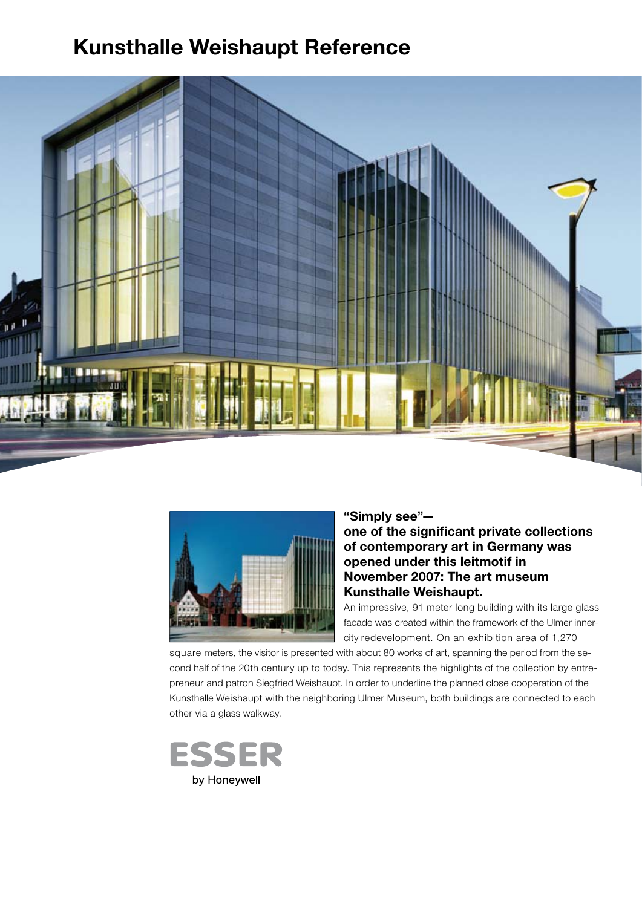# Kunsthalle Weishaupt Reference

**"Simply see"— one of the significant private collections of contemporary art in Germany was opened under this leitmotif in November 2007: The art museum Kunsthalle Weishaupt.**

An impressive, 91 meter long building with its large glass facade was created within the framework of the Ulmer inner-city redevelopment. On an exhibition area of 1,270 square meters, the visitor is presented with about 80 works of art, spanning the period from the second half of the 20th century up to today. This represents the highlights of the collection by entrepreneur and patron Siegfried Weishaupt. In order to underline the planned close cooperation of the Kunsthalle Weishaupt with the neighboring Ulmer Museum, both buildings are connected to each other via a glass walkway.

ESSER

by Honeywell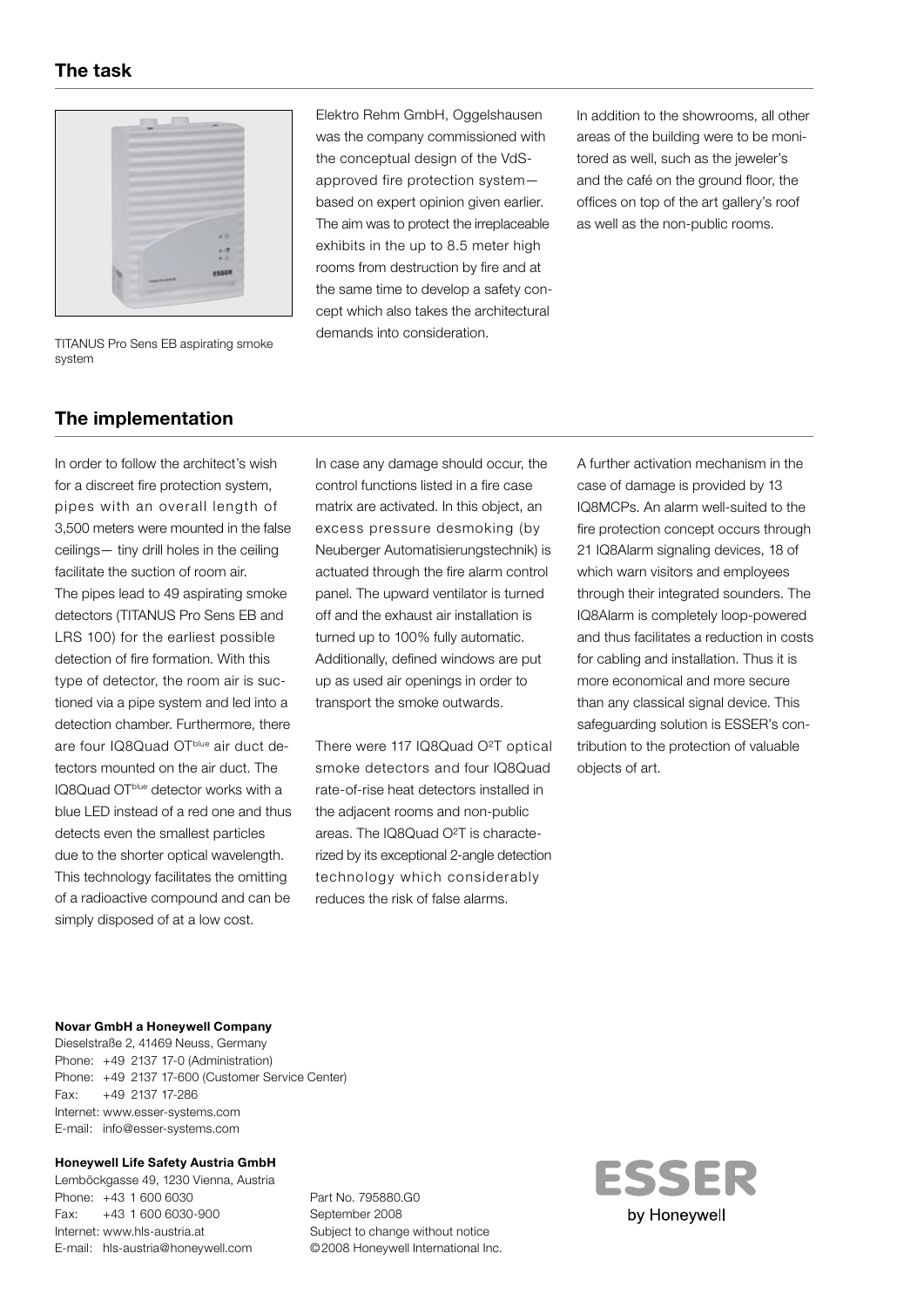## The task

TITANUS Pro Sens EB aspirating smoke system

Elektro Rehm GmbH, Oggelshausen was the company commissioned with the conceptual design of the VdS-approved fire protection system—based on expert opinion given earlier. The aim was to protect the irreplaceable exhibits in the up to 8.5 meter high rooms from destruction by fire and at the same time to develop a safety concept which also takes the architectural demands into consideration.

In addition to the showrooms, all other areas of the building were to be monitored as well, such as the jeweler's and the café on the ground floor, the offices on top of the art gallery's roof as well as the non-public rooms.

## The implementation

In order to follow the architect's wish for a discreet fire protection system, pipes with an overall length of 3,500 meters were mounted in the false ceilings— tiny drill holes in the ceiling facilitate the suction of room air. The pipes lead to 49 aspirating smoke detectors (TITANUS Pro Sens EB and LRS 100) for the earliest possible detection of fire formation. With this type of detector, the room air is suctioned via a pipe system and led into a detection chamber. Furthermore, there are four IQ8Quad OT[blue] air duct detectors mounted on the air duct. The IQ8Quad OT[blue] detector works with a blue LED instead of a red one and thus detects even the smallest particles due to the shorter optical wavelength. This technology facilitates the omitting of a radioactive compound and can be simply disposed of at a low cost.

In case any damage should occur, the control functions listed in a fire case matrix are activated. In this object, an excess pressure desmoking (by Neuberger Automatisierungstechnik) is actuated through the fire alarm control panel. The upward ventilator is turned off and the exhaust air installation is turned up to 100% fully automatic. Additionally, defined windows are put up as used air openings in order to transport the smoke outwards.

There were 117 IQ8Quad O²T optical smoke detectors and four IQ8Quad rate-of-rise heat detectors installed in the adjacent rooms and non-public areas. The IQ8Quad O²T is characterized by its exceptional 2-angle detection technology which considerably reduces the risk of false alarms.

A further activation mechanism in the case of damage is provided by 13 IQ8MCPs. An alarm well-suited to the fire protection concept occurs through 21 IQ8Alarm signaling devices, 18 of which warn visitors and employees through their integrated sounders. The IQ8Alarm is completely loop-powered and thus facilitates a reduction in costs for cabling and installation. Thus it is more economical and more secure than any classical signal device. This safeguarding solution is ESSER's contribution to the protection of valuable objects of art.

**Novar GmbH a Honeywell Company**
Dieselstraße 2, 41469 Neuss, Germany
Phone: +49 2137 17-0 (Administration)
Phone: +49 2137 17-600 (Customer Service Center)
Fax: +49 2137 17-286
Internet: www.esser-systems.com
E-mail: info@esser-systems.com

**Honeywell Life Safety Austria GmbH**
Lemböckgasse 49, 1230 Vienna, Austria
Phone: +43 1 600 6030
Fax: +43 1 600 6030-900
Internet: www.hls-austria.at
E-mail: hls-austria@honeywell.com

Part No. 795880.G0
September 2008
Subject to change without notice
©2008 Honeywell International Inc.

ESSER by Honeywell